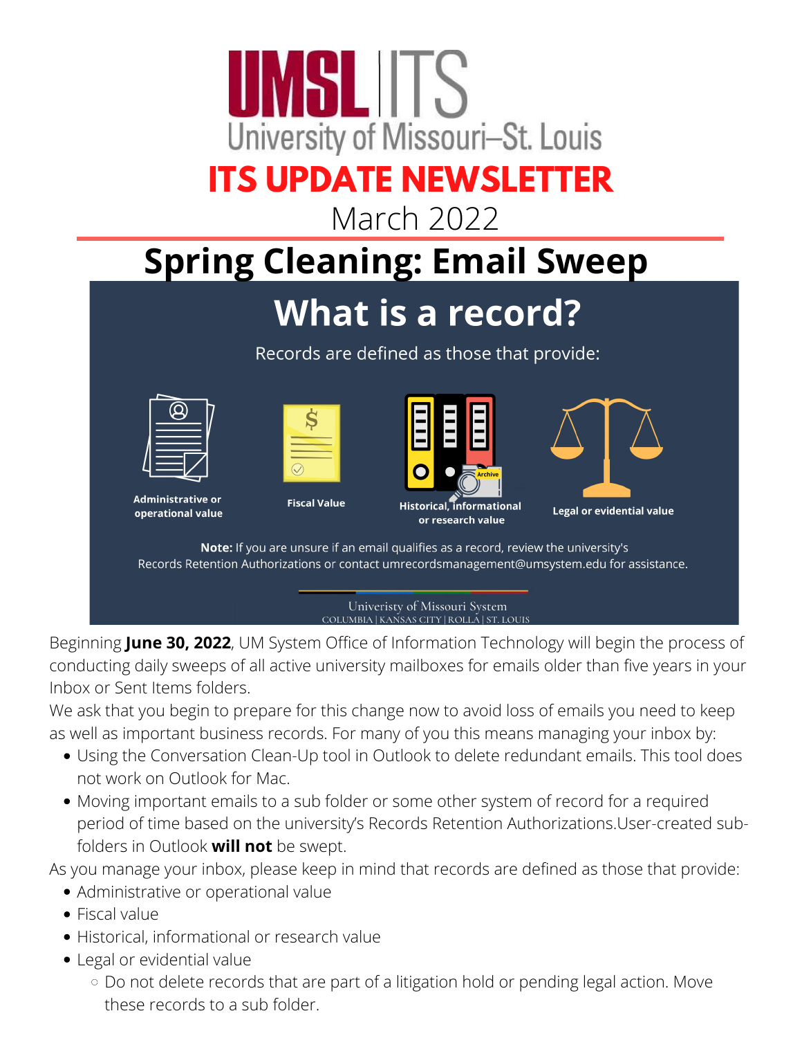UMSL | ITS
University of Missouri–St. Louis

# ITS UPDATE NEWSLETTER

March 2022

## Spring Cleaning: Email Sweep

### What is a record?

Records are defined as those that provide:

- Administrative or operational value
- Fiscal Value
- Historical, informational or research value
- Legal or evidential value

**Note:** If you are unsure if an email qualifies as a record, review the university's Records Retention Authorizations or contact umrecordsmanagement@umsystem.edu for assistance.

Univeristy of Missouri System
COLUMBIA | KANSAS CITY | ROLLA | ST. LOUIS

Beginning **June 30, 2022**, UM System Office of Information Technology will begin the process of conducting daily sweeps of all active university mailboxes for emails older than five years in your Inbox or Sent Items folders.

We ask that you begin to prepare for this change now to avoid loss of emails you need to keep as well as important business records. For many of you this means managing your inbox by:

- Using the Conversation Clean-Up tool in Outlook to delete redundant emails. This tool does not work on Outlook for Mac.
- Moving important emails to a sub folder or some other system of record for a required period of time based on the university's Records Retention Authorizations.User-created sub-folders in Outlook **will not** be swept.

As you manage your inbox, please keep in mind that records are defined as those that provide:

- Administrative or operational value
- Fiscal value
- Historical, informational or research value
- Legal or evidential value
  - Do not delete records that are part of a litigation hold or pending legal action. Move these records to a sub folder.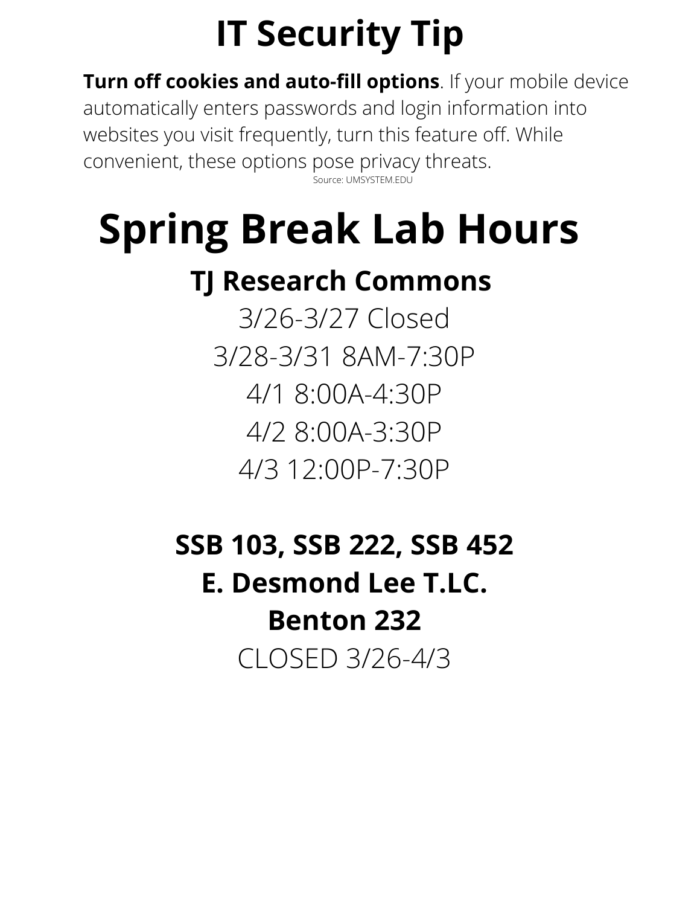# IT Security Tip

**Turn off cookies and auto-fill options**. If your mobile device automatically enters passwords and login information into websites you visit frequently, turn this feature off. While convenient, these options pose privacy threats.

Source: UMSYSTEM.EDU

# Spring Break Lab Hours

## TJ Research Commons

3/26-3/27 Closed

3/28-3/31 8AM-7:30P

4/1 8:00A-4:30P

4/2 8:00A-3:30P

4/3 12:00P-7:30P

## SSB 103, SSB 222, SSB 452

## E. Desmond Lee T.LC.

## Benton 232

CLOSED 3/26-4/3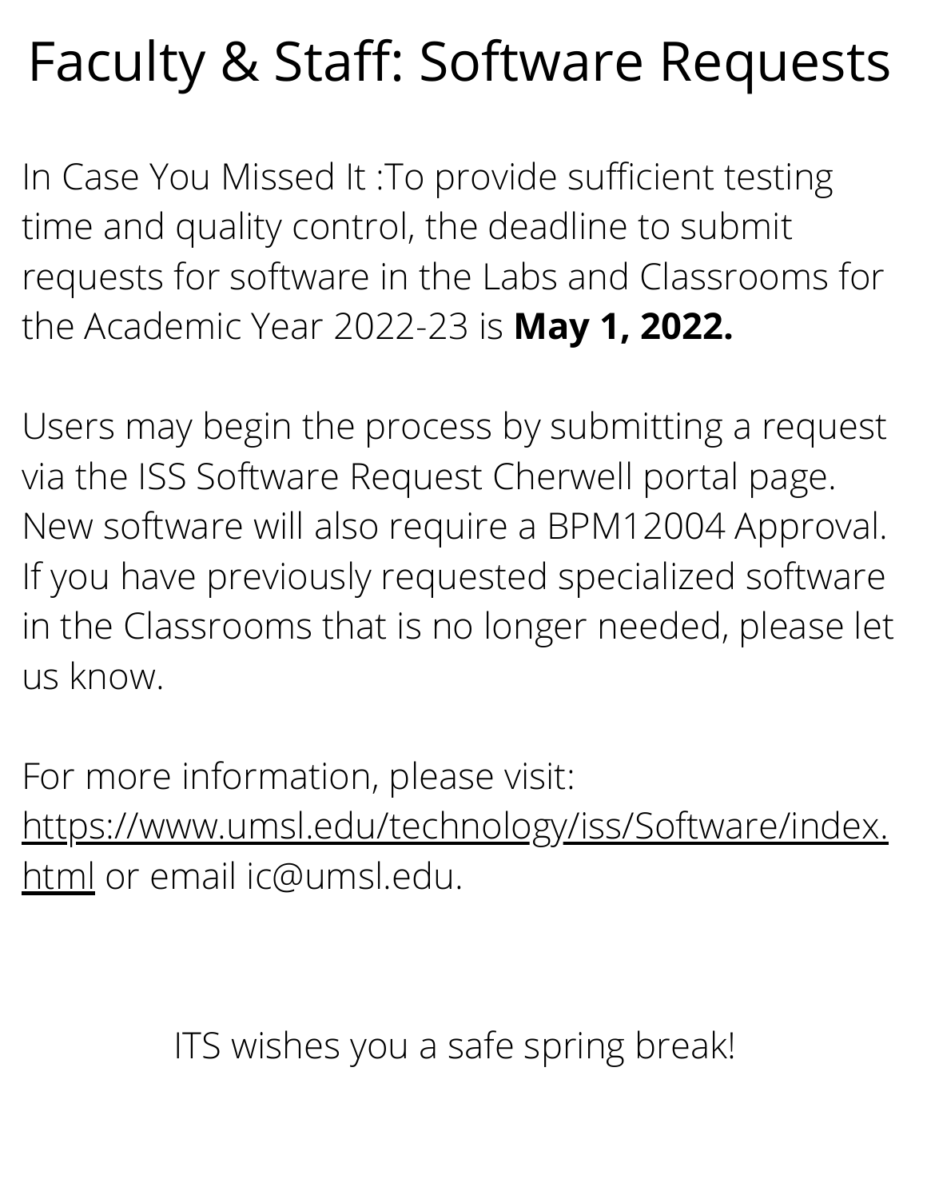# Faculty & Staff: Software Requests

In Case You Missed It :To provide sufficient testing time and quality control, the deadline to submit requests for software in the Labs and Classrooms for the Academic Year 2022-23 is **May 1, 2022.**

Users may begin the process by submitting a request via the ISS Software Request Cherwell portal page. New software will also require a BPM12004 Approval. If you have previously requested specialized software in the Classrooms that is no longer needed, please let us know.

For more information, please visit: [https://www.umsl.edu/technology/iss/Software/index.html](https://www.umsl.edu/technology/iss/Software/index.html) or email ic@umsl.edu.

ITS wishes you a safe spring break!